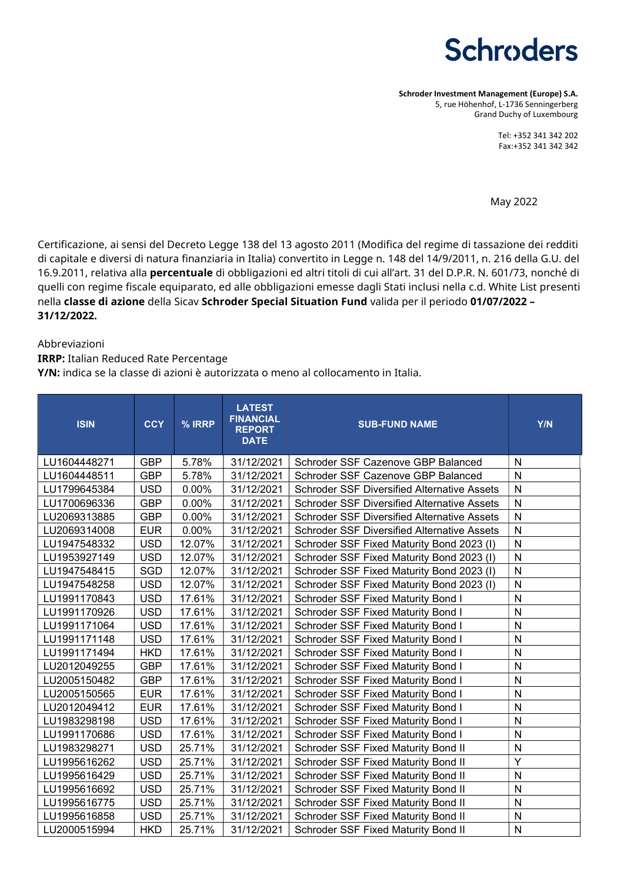**Schroders**

**Schroder Investment Management (Europe) S.A.**
5, rue Höhenhof, L-1736 Senningerberg
Grand Duchy of Luxembourg

Tel: +352 341 342 202
Fax:+352 341 342 342

May 2022

Certificazione, ai sensi del Decreto Legge 138 del 13 agosto 2011 (Modifica del regime di tassazione dei redditi di capitale e diversi di natura finanziaria in Italia) convertito in Legge n. 148 del 14/9/2011, n. 216 della G.U. del 16.9.2011, relativa alla **percentuale** di obbligazioni ed altri titoli di cui all'art. 31 del D.P.R. N. 601/73, nonché di quelli con regime fiscale equiparato, ed alle obbligazioni emesse dagli Stati inclusi nella c.d. White List presenti nella **classe di azione** della Sicav **Schroder Special Situation Fund** valida per il periodo **01/07/2022 – 31/12/2022.**

Abbreviazioni

**IRRP:** Italian Reduced Rate Percentage

**Y/N:** indica se la classe di azioni è autorizzata o meno al collocamento in Italia.

| ISIN | CCY | % IRRP | LATEST FINANCIAL REPORT DATE | SUB-FUND NAME | Y/N |
|---|---|---|---|---|---|
| LU1604448271 | GBP | 5.78% | 31/12/2021 | Schroder SSF Cazenove GBP Balanced | N |
| LU1604448511 | GBP | 5.78% | 31/12/2021 | Schroder SSF Cazenove GBP Balanced | N |
| LU1799645384 | USD | 0.00% | 31/12/2021 | Schroder SSF Diversified Alternative Assets | N |
| LU1700696336 | GBP | 0.00% | 31/12/2021 | Schroder SSF Diversified Alternative Assets | N |
| LU2069313885 | GBP | 0.00% | 31/12/2021 | Schroder SSF Diversified Alternative Assets | N |
| LU2069314008 | EUR | 0.00% | 31/12/2021 | Schroder SSF Diversified Alternative Assets | N |
| LU1947548332 | USD | 12.07% | 31/12/2021 | Schroder SSF Fixed Maturity Bond 2023 (I) | N |
| LU1953927149 | USD | 12.07% | 31/12/2021 | Schroder SSF Fixed Maturity Bond 2023 (I) | N |
| LU1947548415 | SGD | 12.07% | 31/12/2021 | Schroder SSF Fixed Maturity Bond 2023 (I) | N |
| LU1947548258 | USD | 12.07% | 31/12/2021 | Schroder SSF Fixed Maturity Bond 2023 (I) | N |
| LU1991170843 | USD | 17.61% | 31/12/2021 | Schroder SSF Fixed Maturity Bond I | N |
| LU1991170926 | USD | 17.61% | 31/12/2021 | Schroder SSF Fixed Maturity Bond I | N |
| LU1991171064 | USD | 17.61% | 31/12/2021 | Schroder SSF Fixed Maturity Bond I | N |
| LU1991171148 | USD | 17.61% | 31/12/2021 | Schroder SSF Fixed Maturity Bond I | N |
| LU1991171494 | HKD | 17.61% | 31/12/2021 | Schroder SSF Fixed Maturity Bond I | N |
| LU2012049255 | GBP | 17.61% | 31/12/2021 | Schroder SSF Fixed Maturity Bond I | N |
| LU2005150482 | GBP | 17.61% | 31/12/2021 | Schroder SSF Fixed Maturity Bond I | N |
| LU2005150565 | EUR | 17.61% | 31/12/2021 | Schroder SSF Fixed Maturity Bond I | N |
| LU2012049412 | EUR | 17.61% | 31/12/2021 | Schroder SSF Fixed Maturity Bond I | N |
| LU1983298198 | USD | 17.61% | 31/12/2021 | Schroder SSF Fixed Maturity Bond I | N |
| LU1991170686 | USD | 17.61% | 31/12/2021 | Schroder SSF Fixed Maturity Bond I | N |
| LU1983298271 | USD | 25.71% | 31/12/2021 | Schroder SSF Fixed Maturity Bond II | N |
| LU1995616262 | USD | 25.71% | 31/12/2021 | Schroder SSF Fixed Maturity Bond II | Y |
| LU1995616429 | USD | 25.71% | 31/12/2021 | Schroder SSF Fixed Maturity Bond II | N |
| LU1995616692 | USD | 25.71% | 31/12/2021 | Schroder SSF Fixed Maturity Bond II | N |
| LU1995616775 | USD | 25.71% | 31/12/2021 | Schroder SSF Fixed Maturity Bond II | N |
| LU1995616858 | USD | 25.71% | 31/12/2021 | Schroder SSF Fixed Maturity Bond II | N |
| LU2000515994 | HKD | 25.71% | 31/12/2021 | Schroder SSF Fixed Maturity Bond II | N |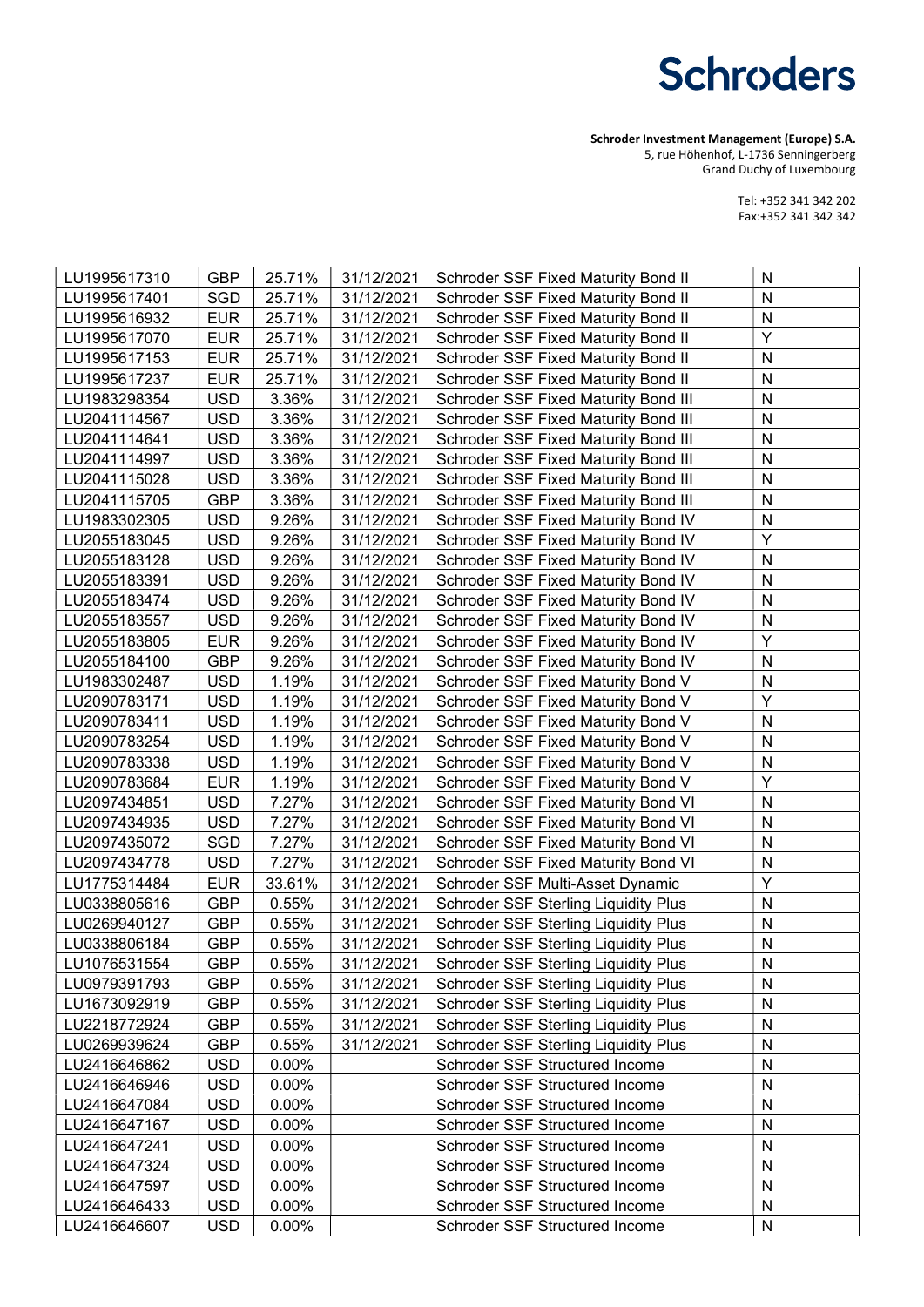**Schroders**

**Schroder Investment Management (Europe) S.A.**
5, rue Höhenhof, L-1736 Senningerberg
Grand Duchy of Luxembourg

Tel: +352 341 342 202
Fax:+352 341 342 342

| | | | | | |
|---|---|---|---|---|---|
| LU1995617310 | GBP | 25.71% | 31/12/2021 | Schroder SSF Fixed Maturity Bond II | N |
| LU1995617401 | SGD | 25.71% | 31/12/2021 | Schroder SSF Fixed Maturity Bond II | N |
| LU1995616932 | EUR | 25.71% | 31/12/2021 | Schroder SSF Fixed Maturity Bond II | N |
| LU1995617070 | EUR | 25.71% | 31/12/2021 | Schroder SSF Fixed Maturity Bond II | Y |
| LU1995617153 | EUR | 25.71% | 31/12/2021 | Schroder SSF Fixed Maturity Bond II | N |
| LU1995617237 | EUR | 25.71% | 31/12/2021 | Schroder SSF Fixed Maturity Bond II | N |
| LU1983298354 | USD | 3.36% | 31/12/2021 | Schroder SSF Fixed Maturity Bond III | N |
| LU2041114567 | USD | 3.36% | 31/12/2021 | Schroder SSF Fixed Maturity Bond III | N |
| LU2041114641 | USD | 3.36% | 31/12/2021 | Schroder SSF Fixed Maturity Bond III | N |
| LU2041114997 | USD | 3.36% | 31/12/2021 | Schroder SSF Fixed Maturity Bond III | N |
| LU2041115028 | USD | 3.36% | 31/12/2021 | Schroder SSF Fixed Maturity Bond III | N |
| LU2041115705 | GBP | 3.36% | 31/12/2021 | Schroder SSF Fixed Maturity Bond III | N |
| LU1983302305 | USD | 9.26% | 31/12/2021 | Schroder SSF Fixed Maturity Bond IV | N |
| LU2055183045 | USD | 9.26% | 31/12/2021 | Schroder SSF Fixed Maturity Bond IV | Y |
| LU2055183128 | USD | 9.26% | 31/12/2021 | Schroder SSF Fixed Maturity Bond IV | N |
| LU2055183391 | USD | 9.26% | 31/12/2021 | Schroder SSF Fixed Maturity Bond IV | N |
| LU2055183474 | USD | 9.26% | 31/12/2021 | Schroder SSF Fixed Maturity Bond IV | N |
| LU2055183557 | USD | 9.26% | 31/12/2021 | Schroder SSF Fixed Maturity Bond IV | N |
| LU2055183805 | EUR | 9.26% | 31/12/2021 | Schroder SSF Fixed Maturity Bond IV | Y |
| LU2055184100 | GBP | 9.26% | 31/12/2021 | Schroder SSF Fixed Maturity Bond IV | N |
| LU1983302487 | USD | 1.19% | 31/12/2021 | Schroder SSF Fixed Maturity Bond V | N |
| LU2090783171 | USD | 1.19% | 31/12/2021 | Schroder SSF Fixed Maturity Bond V | Y |
| LU2090783411 | USD | 1.19% | 31/12/2021 | Schroder SSF Fixed Maturity Bond V | N |
| LU2090783254 | USD | 1.19% | 31/12/2021 | Schroder SSF Fixed Maturity Bond V | N |
| LU2090783338 | USD | 1.19% | 31/12/2021 | Schroder SSF Fixed Maturity Bond V | N |
| LU2090783684 | EUR | 1.19% | 31/12/2021 | Schroder SSF Fixed Maturity Bond V | Y |
| LU2097434851 | USD | 7.27% | 31/12/2021 | Schroder SSF Fixed Maturity Bond VI | N |
| LU2097434935 | USD | 7.27% | 31/12/2021 | Schroder SSF Fixed Maturity Bond VI | N |
| LU2097435072 | SGD | 7.27% | 31/12/2021 | Schroder SSF Fixed Maturity Bond VI | N |
| LU2097434778 | USD | 7.27% | 31/12/2021 | Schroder SSF Fixed Maturity Bond VI | N |
| LU1775314484 | EUR | 33.61% | 31/12/2021 | Schroder SSF Multi-Asset Dynamic | Y |
| LU0338805616 | GBP | 0.55% | 31/12/2021 | Schroder SSF Sterling Liquidity Plus | N |
| LU0269940127 | GBP | 0.55% | 31/12/2021 | Schroder SSF Sterling Liquidity Plus | N |
| LU0338806184 | GBP | 0.55% | 31/12/2021 | Schroder SSF Sterling Liquidity Plus | N |
| LU1076531554 | GBP | 0.55% | 31/12/2021 | Schroder SSF Sterling Liquidity Plus | N |
| LU0979391793 | GBP | 0.55% | 31/12/2021 | Schroder SSF Sterling Liquidity Plus | N |
| LU1673092919 | GBP | 0.55% | 31/12/2021 | Schroder SSF Sterling Liquidity Plus | N |
| LU2218772924 | GBP | 0.55% | 31/12/2021 | Schroder SSF Sterling Liquidity Plus | N |
| LU0269939624 | GBP | 0.55% | 31/12/2021 | Schroder SSF Sterling Liquidity Plus | N |
| LU2416646862 | USD | 0.00% | | Schroder SSF Structured Income | N |
| LU2416646946 | USD | 0.00% | | Schroder SSF Structured Income | N |
| LU2416647084 | USD | 0.00% | | Schroder SSF Structured Income | N |
| LU2416647167 | USD | 0.00% | | Schroder SSF Structured Income | N |
| LU2416647241 | USD | 0.00% | | Schroder SSF Structured Income | N |
| LU2416647324 | USD | 0.00% | | Schroder SSF Structured Income | N |
| LU2416647597 | USD | 0.00% | | Schroder SSF Structured Income | N |
| LU2416646433 | USD | 0.00% | | Schroder SSF Structured Income | N |
| LU2416646607 | USD | 0.00% | | Schroder SSF Structured Income | N |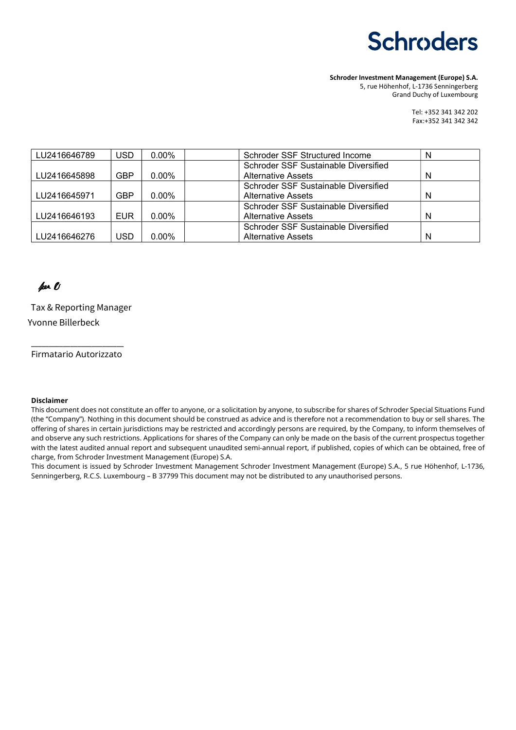**Schroder Investment Management (Europe) S.A.**
5, rue Höhenhof, L-1736 Senningerberg
Grand Duchy of Luxembourg

Tel: +352 341 342 202
Fax:+352 341 342 342

| | | | | | |
|---|---|---|---|---|---|
| LU2416646789 | USD | 0.00% | | Schroder SSF Structured Income | N |
| LU2416645898 | GBP | 0.00% | | Schroder SSF Sustainable Diversified Alternative Assets | N |
| LU2416645971 | GBP | 0.00% | | Schroder SSF Sustainable Diversified Alternative Assets | N |
| LU2416646193 | EUR | 0.00% | | Schroder SSF Sustainable Diversified Alternative Assets | N |
| LU2416646276 | USD | 0.00% | | Schroder SSF Sustainable Diversified Alternative Assets | N |

Tax & Reporting Manager
Yvonne Billerbeck

______________________
Firmatario Autorizzato

**Disclaimer**
This document does not constitute an offer to anyone, or a solicitation by anyone, to subscribe for shares of Schroder Special Situations Fund (the "Company"). Nothing in this document should be construed as advice and is therefore not a recommendation to buy or sell shares. The offering of shares in certain jurisdictions may be restricted and accordingly persons are required, by the Company, to inform themselves of and observe any such restrictions. Applications for shares of the Company can only be made on the basis of the current prospectus together with the latest audited annual report and subsequent unaudited semi-annual report, if published, copies of which can be obtained, free of charge, from Schroder Investment Management (Europe) S.A.
This document is issued by Schroder Investment Management Schroder Investment Management (Europe) S.A., 5 rue Höhenhof, L-1736, Senningerberg, R.C.S. Luxembourg – B 37799 This document may not be distributed to any unauthorised persons.